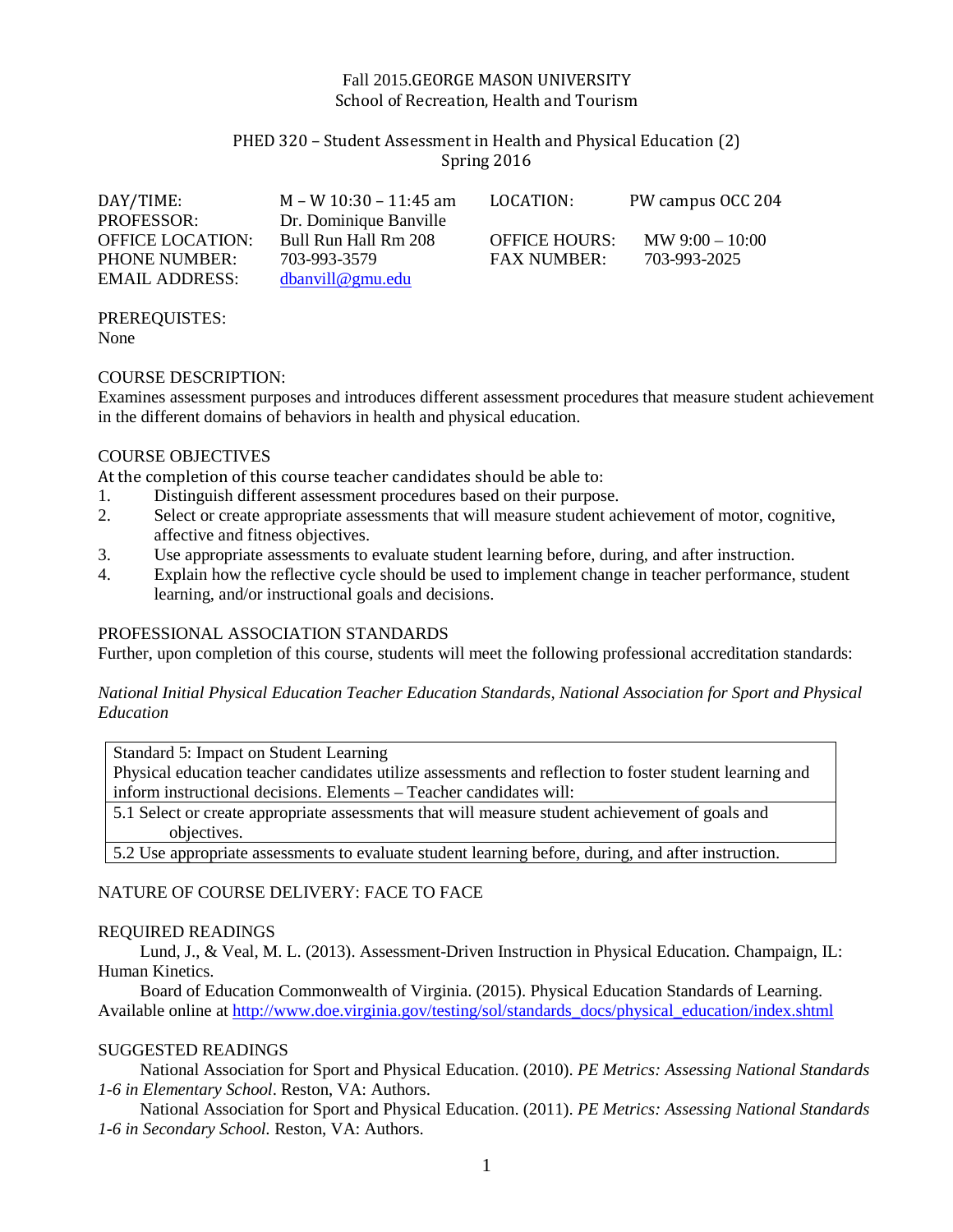Fall 2015.GEORGE MASON UNIVERSITY
School of Recreation, Health and Tourism

PHED 320 – Student Assessment in Health and Physical Education (2)
Spring 2016

| | | | |
|---|---|---|---|
| DAY/TIME: | M – W 10:30 – 11:45 am | LOCATION: | PW campus OCC 204 |
| PROFESSOR: | Dr. Dominique Banville | | |
| OFFICE LOCATION: | Bull Run Hall Rm 208 | OFFICE HOURS: | MW 9:00 – 10:00 |
| PHONE NUMBER: | 703-993-3579 | FAX NUMBER: | 703-993-2025 |
| EMAIL ADDRESS: | dbanvill@gmu.edu | | |

PREREQUISTES:
None

COURSE DESCRIPTION:
Examines assessment purposes and introduces different assessment procedures that measure student achievement in the different domains of behaviors in health and physical education.

COURSE OBJECTIVES
At the completion of this course teacher candidates should be able to:
1. Distinguish different assessment procedures based on their purpose.
2. Select or create appropriate assessments that will measure student achievement of motor, cognitive, affective and fitness objectives.
3. Use appropriate assessments to evaluate student learning before, during, and after instruction.
4. Explain how the reflective cycle should be used to implement change in teacher performance, student learning, and/or instructional goals and decisions.

PROFESSIONAL ASSOCIATION STANDARDS
Further, upon completion of this course, students will meet the following professional accreditation standards:

*National Initial Physical Education Teacher Education Standards, National Association for Sport and Physical Education*

| Standard 5: Impact on Student Learning<br>Physical education teacher candidates utilize assessments and reflection to foster student learning and inform instructional decisions. Elements – Teacher candidates will: |
|---|
| 5.1 Select or create appropriate assessments that will measure student achievement of goals and objectives. |
| 5.2 Use appropriate assessments to evaluate student learning before, during, and after instruction. |

NATURE OF COURSE DELIVERY: FACE TO FACE

REQUIRED READINGS

Lund, J., & Veal, M. L. (2013). Assessment-Driven Instruction in Physical Education. Champaign, IL: Human Kinetics.

Board of Education Commonwealth of Virginia. (2015). Physical Education Standards of Learning. Available online at http://www.doe.virginia.gov/testing/sol/standards_docs/physical_education/index.shtml

SUGGESTED READINGS

National Association for Sport and Physical Education. (2010). *PE Metrics: Assessing National Standards 1-6 in Elementary School*. Reston, VA: Authors.

National Association for Sport and Physical Education. (2011). *PE Metrics: Assessing National Standards 1-6 in Secondary School.* Reston, VA: Authors.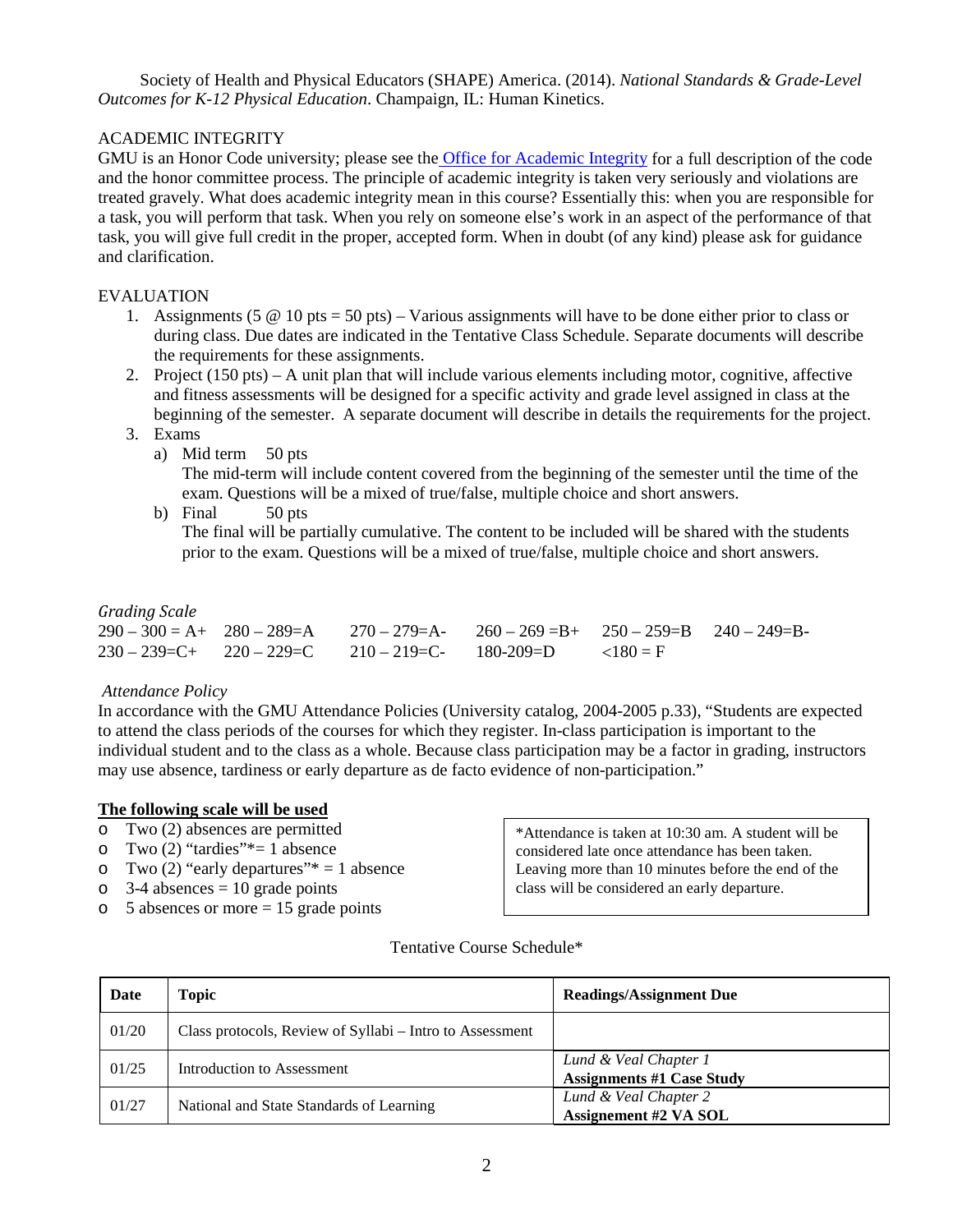Society of Health and Physical Educators (SHAPE) America. (2014). *National Standards & Grade-Level Outcomes for K-12 Physical Education*. Champaign, IL: Human Kinetics.

## ACADEMIC INTEGRITY

GMU is an Honor Code university; please see the Office for Academic Integrity for a full description of the code and the honor committee process. The principle of academic integrity is taken very seriously and violations are treated gravely. What does academic integrity mean in this course? Essentially this: when you are responsible for a task, you will perform that task. When you rely on someone else's work in an aspect of the performance of that task, you will give full credit in the proper, accepted form. When in doubt (of any kind) please ask for guidance and clarification.

## EVALUATION

1. Assignments (5 @ 10 pts = 50 pts) – Various assignments will have to be done either prior to class or during class. Due dates are indicated in the Tentative Class Schedule. Separate documents will describe the requirements for these assignments.
2. Project (150 pts) – A unit plan that will include various elements including motor, cognitive, affective and fitness assessments will be designed for a specific activity and grade level assigned in class at the beginning of the semester. A separate document will describe in details the requirements for the project.
3. Exams
   a) Mid term 50 pts
      The mid-term will include content covered from the beginning of the semester until the time of the exam. Questions will be a mixed of true/false, multiple choice and short answers.
   b) Final 50 pts
      The final will be partially cumulative. The content to be included will be shared with the students prior to the exam. Questions will be a mixed of true/false, multiple choice and short answers.

*Grading Scale*

| | | | | | |
|---|---|---|---|---|---|
| 290 – 300 = A+ | 280 – 289=A | 270 – 279=A- | 260 – 269 =B+ | 250 – 259=B | 240 – 249=B- |
| 230 – 239=C+ | 220 – 229=C | 210 – 219=C- | 180-209=D | <180 = F | |

*Attendance Policy*

In accordance with the GMU Attendance Policies (University catalog, 2004-2005 p.33), "Students are expected to attend the class periods of the courses for which they register. In-class participation is important to the individual student and to the class as a whole. Because class participation may be a factor in grading, instructors may use absence, tardiness or early departure as de facto evidence of non-participation."

**The following scale will be used**

- Two (2) absences are permitted
- Two (2) "tardies"*= 1 absence
- Two (2) "early departures"* = 1 absence
- 3-4 absences = 10 grade points
- 5 absences or more = 15 grade points

*Attendance is taken at 10:30 am. A student will be considered late once attendance has been taken. Leaving more than 10 minutes before the end of the class will be considered an early departure.

Tentative Course Schedule*

| Date | Topic | Readings/Assignment Due |
|---|---|---|
| 01/20 | Class protocols, Review of Syllabi – Intro to Assessment | |
| 01/25 | Introduction to Assessment | *Lund & Veal Chapter 1* **Assignments #1 Case Study** |
| 01/27 | National and State Standards of Learning | *Lund & Veal Chapter 2* **Assignement #2 VA SOL** |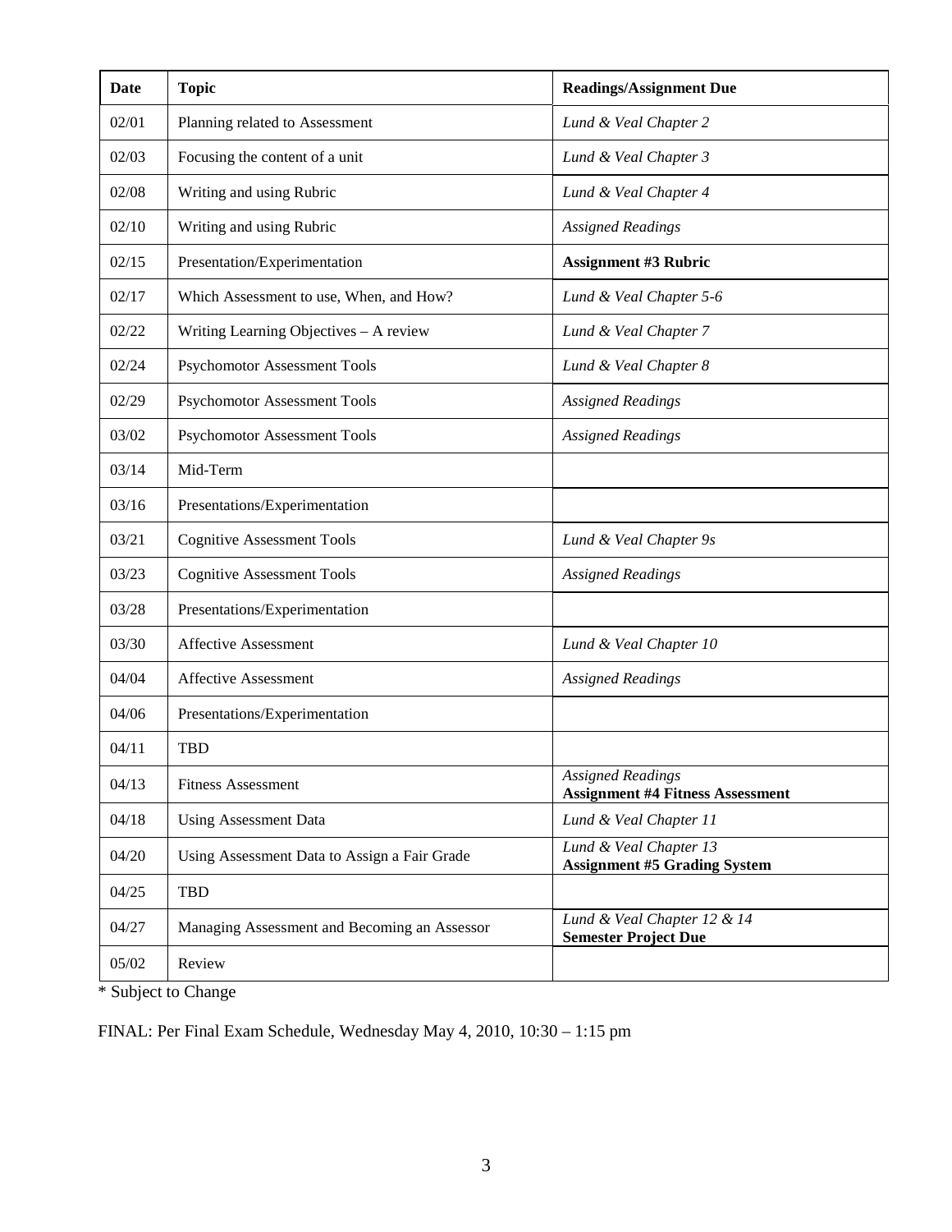| Date | Topic | Readings/Assignment Due |
|---|---|---|
| 02/01 | Planning related to Assessment | *Lund & Veal Chapter 2* |
| 02/03 | Focusing the content of a unit | *Lund & Veal Chapter 3* |
| 02/08 | Writing and using Rubric | *Lund & Veal Chapter 4* |
| 02/10 | Writing and using Rubric | *Assigned Readings* |
| 02/15 | Presentation/Experimentation | **Assignment #3 Rubric** |
| 02/17 | Which Assessment to use, When, and How? | *Lund & Veal Chapter 5-6* |
| 02/22 | Writing Learning Objectives – A review | *Lund & Veal Chapter 7* |
| 02/24 | Psychomotor Assessment Tools | *Lund & Veal Chapter 8* |
| 02/29 | Psychomotor Assessment Tools | *Assigned Readings* |
| 03/02 | Psychomotor Assessment Tools | *Assigned Readings* |
| 03/14 | Mid-Term | |
| 03/16 | Presentations/Experimentation | |
| 03/21 | Cognitive Assessment Tools | *Lund & Veal Chapter 9s* |
| 03/23 | Cognitive Assessment Tools | *Assigned Readings* |
| 03/28 | Presentations/Experimentation | |
| 03/30 | Affective Assessment | *Lund & Veal Chapter 10* |
| 04/04 | Affective Assessment | *Assigned Readings* |
| 04/06 | Presentations/Experimentation | |
| 04/11 | TBD | |
| 04/13 | Fitness Assessment | *Assigned Readings* **Assignment #4 Fitness Assessment** |
| 04/18 | Using Assessment Data | *Lund & Veal Chapter 11* |
| 04/20 | Using Assessment Data to Assign a Fair Grade | *Lund & Veal Chapter 13* **Assignment #5 Grading System** |
| 04/25 | TBD | |
| 04/27 | Managing Assessment and Becoming an Assessor | *Lund & Veal Chapter 12 & 14* **Semester Project Due** |
| 05/02 | Review | |

* Subject to Change

FINAL: Per Final Exam Schedule, Wednesday May 4, 2010, 10:30 – 1:15 pm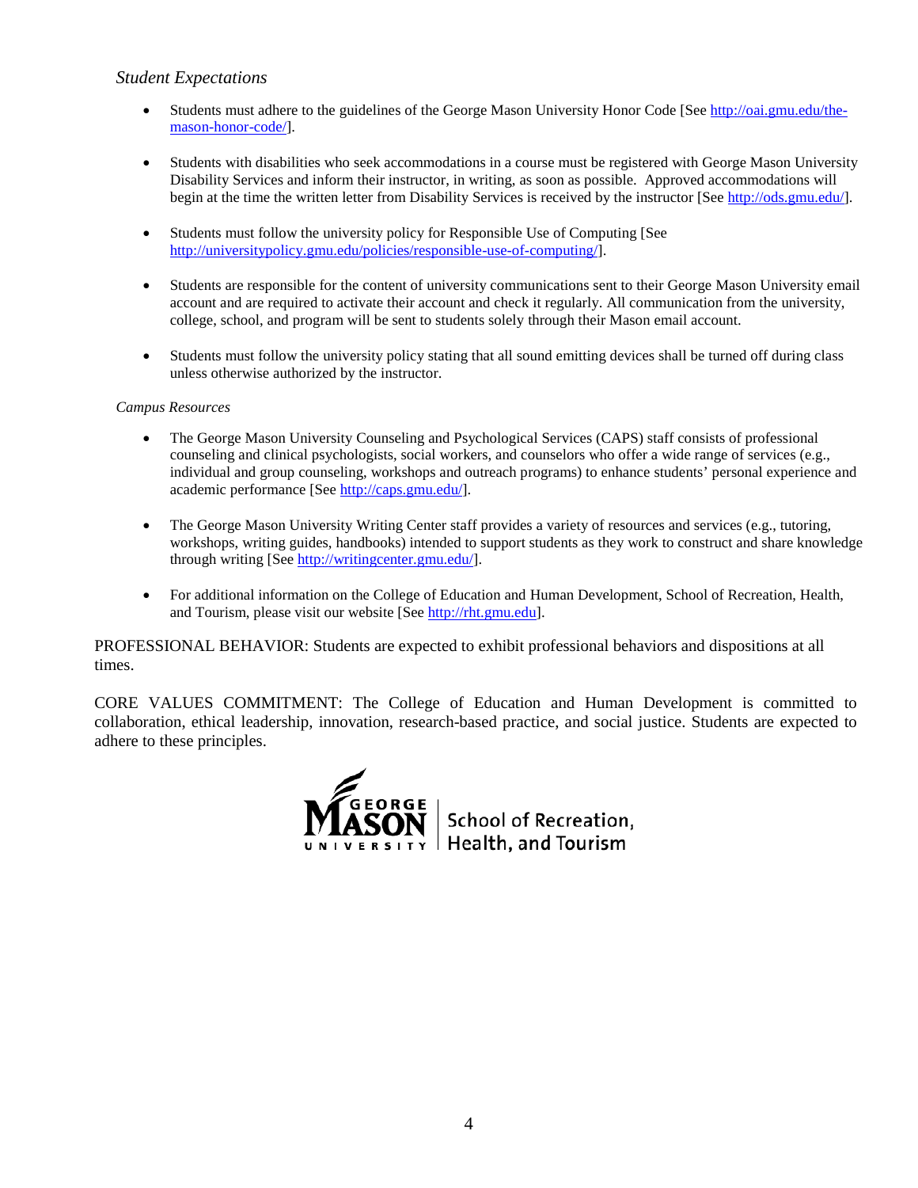### *Student Expectations*

- Students must adhere to the guidelines of the George Mason University Honor Code [See http://oai.gmu.edu/the-mason-honor-code/].

- Students with disabilities who seek accommodations in a course must be registered with George Mason University Disability Services and inform their instructor, in writing, as soon as possible. Approved accommodations will begin at the time the written letter from Disability Services is received by the instructor [See http://ods.gmu.edu/].

- Students must follow the university policy for Responsible Use of Computing [See http://universitypolicy.gmu.edu/policies/responsible-use-of-computing/].

- Students are responsible for the content of university communications sent to their George Mason University email account and are required to activate their account and check it regularly. All communication from the university, college, school, and program will be sent to students solely through their Mason email account.

- Students must follow the university policy stating that all sound emitting devices shall be turned off during class unless otherwise authorized by the instructor.

*Campus Resources*

- The George Mason University Counseling and Psychological Services (CAPS) staff consists of professional counseling and clinical psychologists, social workers, and counselors who offer a wide range of services (e.g., individual and group counseling, workshops and outreach programs) to enhance students' personal experience and academic performance [See http://caps.gmu.edu/].

- The George Mason University Writing Center staff provides a variety of resources and services (e.g., tutoring, workshops, writing guides, handbooks) intended to support students as they work to construct and share knowledge through writing [See http://writingcenter.gmu.edu/].

- For additional information on the College of Education and Human Development, School of Recreation, Health, and Tourism, please visit our website [See http://rht.gmu.edu].

PROFESSIONAL BEHAVIOR: Students are expected to exhibit professional behaviors and dispositions at all times.

CORE VALUES COMMITMENT: The College of Education and Human Development is committed to collaboration, ethical leadership, innovation, research-based practice, and social justice. Students are expected to adhere to these principles.

GEORGE MASON UNIVERSITY | School of Recreation, Health, and Tourism